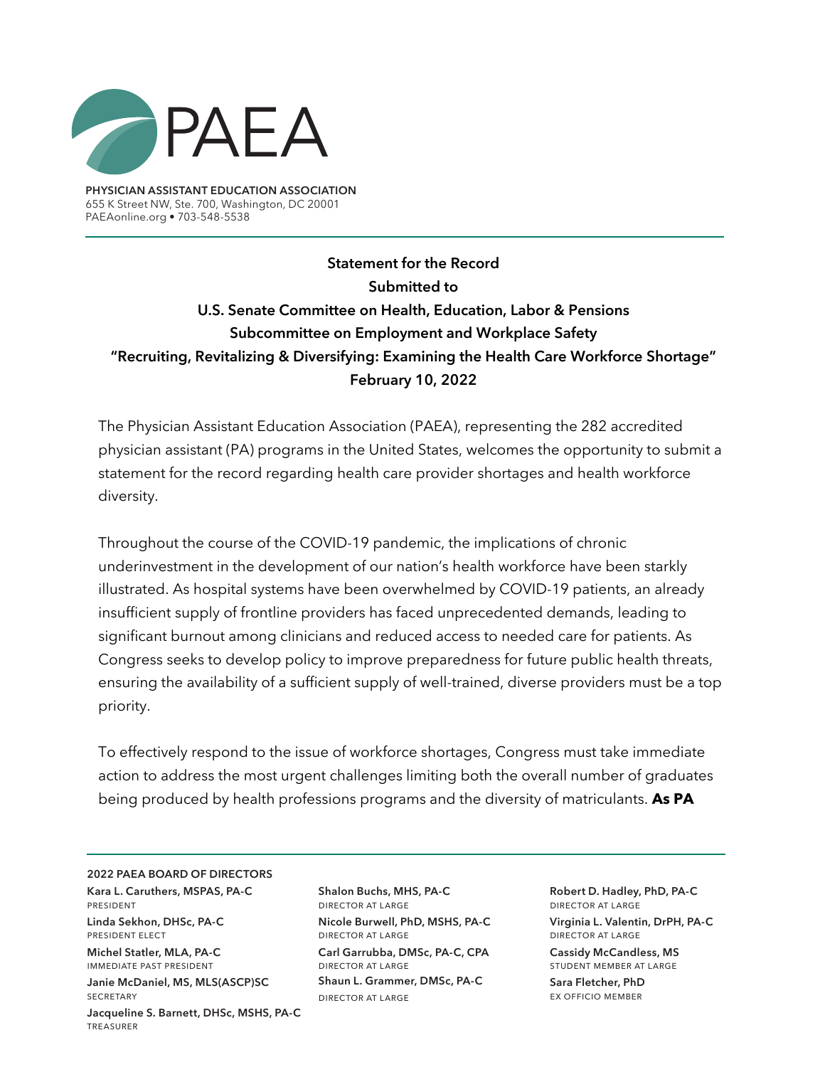PAEA

**PHYSICIAN ASSISTANT EDUCATION ASSOCIATION**
655 K Street NW, Ste. 700, Washington, DC 20001
PAEAonline.org • 703-548-5538

**Statement for the Record**
**Submitted to**
**U.S. Senate Committee on Health, Education, Labor & Pensions**
**Subcommittee on Employment and Workplace Safety**
**"Recruiting, Revitalizing & Diversifying: Examining the Health Care Workforce Shortage"**
**February 10, 2022**

The Physician Assistant Education Association (PAEA), representing the 282 accredited physician assistant (PA) programs in the United States, welcomes the opportunity to submit a statement for the record regarding health care provider shortages and health workforce diversity.

Throughout the course of the COVID-19 pandemic, the implications of chronic underinvestment in the development of our nation's health workforce have been starkly illustrated. As hospital systems have been overwhelmed by COVID-19 patients, an already insufficient supply of frontline providers has faced unprecedented demands, leading to significant burnout among clinicians and reduced access to needed care for patients. As Congress seeks to develop policy to improve preparedness for future public health threats, ensuring the availability of a sufficient supply of well-trained, diverse providers must be a top priority.

To effectively respond to the issue of workforce shortages, Congress must take immediate action to address the most urgent challenges limiting both the overall number of graduates being produced by health professions programs and the diversity of matriculants. **As PA**

**2022 PAEA BOARD OF DIRECTORS**

**Kara L. Caruthers, MSPAS, PA-C**
PRESIDENT

**Linda Sekhon, DHSc, PA-C**
PRESIDENT ELECT

**Michel Statler, MLA, PA-C**
IMMEDIATE PAST PRESIDENT

**Janie McDaniel, MS, MLS(ASCP)SC**
SECRETARY

**Jacqueline S. Barnett, DHSc, MSHS, PA-C**
TREASURER

**Shalon Buchs, MHS, PA-C**
DIRECTOR AT LARGE

**Nicole Burwell, PhD, MSHS, PA-C**
DIRECTOR AT LARGE

**Carl Garrubba, DMSc, PA-C, CPA**
DIRECTOR AT LARGE

**Shaun L. Grammer, DMSc, PA-C**
DIRECTOR AT LARGE

**Robert D. Hadley, PhD, PA-C**
DIRECTOR AT LARGE

**Virginia L. Valentin, DrPH, PA-C**
DIRECTOR AT LARGE

**Cassidy McCandless, MS**
STUDENT MEMBER AT LARGE

**Sara Fletcher, PhD**
EX OFFICIO MEMBER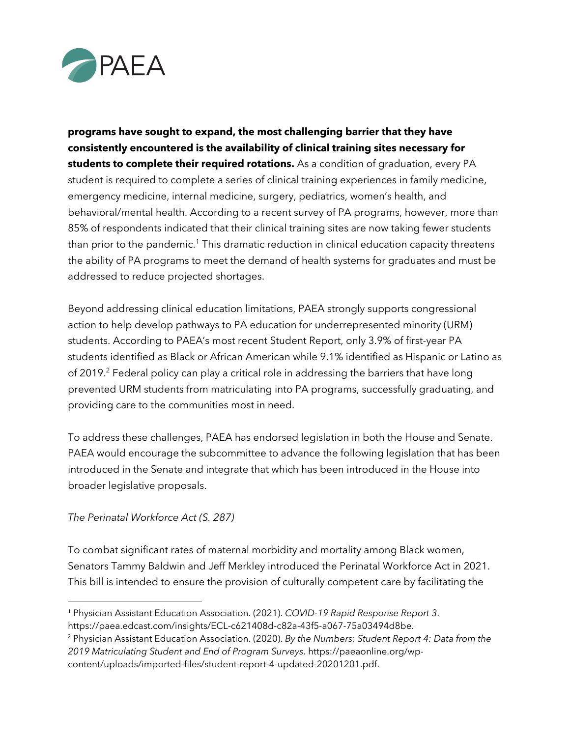**programs have sought to expand, the most challenging barrier that they have consistently encountered is the availability of clinical training sites necessary for students to complete their required rotations.** As a condition of graduation, every PA student is required to complete a series of clinical training experiences in family medicine, emergency medicine, internal medicine, surgery, pediatrics, women's health, and behavioral/mental health. According to a recent survey of PA programs, however, more than 85% of respondents indicated that their clinical training sites are now taking fewer students than prior to the pandemic.[1] This dramatic reduction in clinical education capacity threatens the ability of PA programs to meet the demand of health systems for graduates and must be addressed to reduce projected shortages.

Beyond addressing clinical education limitations, PAEA strongly supports congressional action to help develop pathways to PA education for underrepresented minority (URM) students. According to PAEA's most recent Student Report, only 3.9% of first-year PA students identified as Black or African American while 9.1% identified as Hispanic or Latino as of 2019.[2] Federal policy can play a critical role in addressing the barriers that have long prevented URM students from matriculating into PA programs, successfully graduating, and providing care to the communities most in need.

To address these challenges, PAEA has endorsed legislation in both the House and Senate. PAEA would encourage the subcommittee to advance the following legislation that has been introduced in the Senate and integrate that which has been introduced in the House into broader legislative proposals.

*The Perinatal Workforce Act (S. 287)*

To combat significant rates of maternal morbidity and mortality among Black women, Senators Tammy Baldwin and Jeff Merkley introduced the Perinatal Workforce Act in 2021. This bill is intended to ensure the provision of culturally competent care by facilitating the

---

[1] Physician Assistant Education Association. (2021). *COVID-19 Rapid Response Report 3*. https://paea.edcast.com/insights/ECL-c621408d-c82a-43f5-a067-75a03494d8be.

[2] Physician Assistant Education Association. (2020). *By the Numbers: Student Report 4: Data from the 2019 Matriculating Student and End of Program Surveys*. https://paeaonline.org/wp-content/uploads/imported-files/student-report-4-updated-20201201.pdf.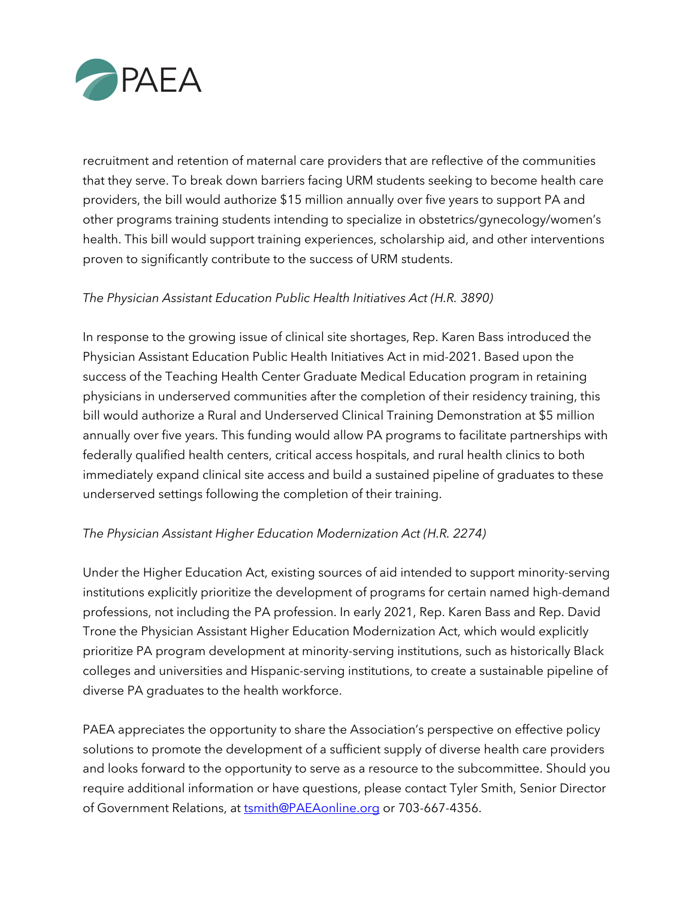recruitment and retention of maternal care providers that are reflective of the communities that they serve. To break down barriers facing URM students seeking to become health care providers, the bill would authorize $15 million annually over five years to support PA and other programs training students intending to specialize in obstetrics/gynecology/women's health. This bill would support training experiences, scholarship aid, and other interventions proven to significantly contribute to the success of URM students.

*The Physician Assistant Education Public Health Initiatives Act (H.R. 3890)*

In response to the growing issue of clinical site shortages, Rep. Karen Bass introduced the Physician Assistant Education Public Health Initiatives Act in mid-2021. Based upon the success of the Teaching Health Center Graduate Medical Education program in retaining physicians in underserved communities after the completion of their residency training, this bill would authorize a Rural and Underserved Clinical Training Demonstration at $5 million annually over five years. This funding would allow PA programs to facilitate partnerships with federally qualified health centers, critical access hospitals, and rural health clinics to both immediately expand clinical site access and build a sustained pipeline of graduates to these underserved settings following the completion of their training.

*The Physician Assistant Higher Education Modernization Act (H.R. 2274)*

Under the Higher Education Act, existing sources of aid intended to support minority-serving institutions explicitly prioritize the development of programs for certain named high-demand professions, not including the PA profession. In early 2021, Rep. Karen Bass and Rep. David Trone the Physician Assistant Higher Education Modernization Act, which would explicitly prioritize PA program development at minority-serving institutions, such as historically Black colleges and universities and Hispanic-serving institutions, to create a sustainable pipeline of diverse PA graduates to the health workforce.

PAEA appreciates the opportunity to share the Association's perspective on effective policy solutions to promote the development of a sufficient supply of diverse health care providers and looks forward to the opportunity to serve as a resource to the subcommittee. Should you require additional information or have questions, please contact Tyler Smith, Senior Director of Government Relations, at [tsmith@PAEAonline.org](mailto:tsmith@PAEAonline.org) or 703-667-4356.